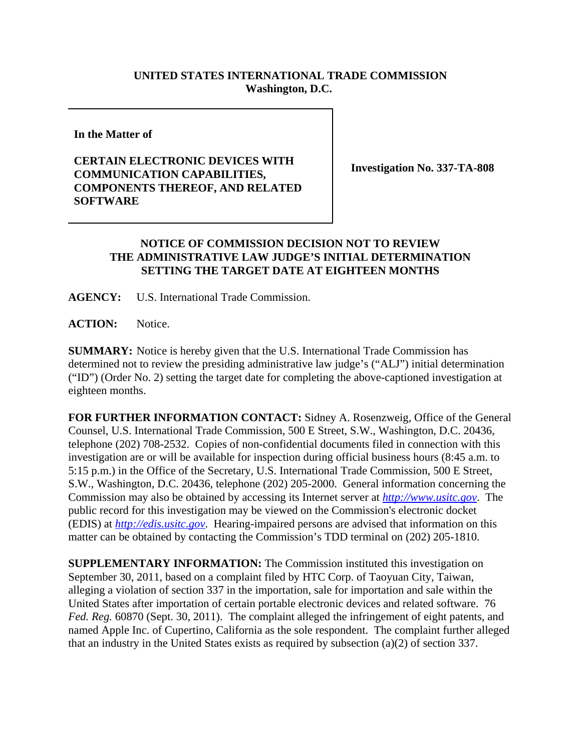**UNITED STATES INTERNATIONAL TRADE COMMISSION**
**Washington, D.C.**

**In the Matter of**

**CERTAIN ELECTRONIC DEVICES WITH COMMUNICATION CAPABILITIES, COMPONENTS THEREOF, AND RELATED SOFTWARE**

**Investigation No. 337-TA-808**

**NOTICE OF COMMISSION DECISION NOT TO REVIEW THE ADMINISTRATIVE LAW JUDGE'S INITIAL DETERMINATION SETTING THE TARGET DATE AT EIGHTEEN MONTHS**

**AGENCY:** U.S. International Trade Commission.

**ACTION:** Notice.

**SUMMARY:** Notice is hereby given that the U.S. International Trade Commission has determined not to review the presiding administrative law judge's ("ALJ") initial determination ("ID") (Order No. 2) setting the target date for completing the above-captioned investigation at eighteen months.

**FOR FURTHER INFORMATION CONTACT:** Sidney A. Rosenzweig, Office of the General Counsel, U.S. International Trade Commission, 500 E Street, S.W., Washington, D.C. 20436, telephone (202) 708-2532. Copies of non-confidential documents filed in connection with this investigation are or will be available for inspection during official business hours (8:45 a.m. to 5:15 p.m.) in the Office of the Secretary, U.S. International Trade Commission, 500 E Street, S.W., Washington, D.C. 20436, telephone (202) 205-2000. General information concerning the Commission may also be obtained by accessing its Internet server at *http://www.usitc.gov*. The public record for this investigation may be viewed on the Commission's electronic docket (EDIS) at *http://edis.usitc.gov*. Hearing-impaired persons are advised that information on this matter can be obtained by contacting the Commission's TDD terminal on (202) 205-1810.

**SUPPLEMENTARY INFORMATION:** The Commission instituted this investigation on September 30, 2011, based on a complaint filed by HTC Corp. of Taoyuan City, Taiwan, alleging a violation of section 337 in the importation, sale for importation and sale within the United States after importation of certain portable electronic devices and related software. 76 *Fed. Reg.* 60870 (Sept. 30, 2011). The complaint alleged the infringement of eight patents, and named Apple Inc. of Cupertino, California as the sole respondent. The complaint further alleged that an industry in the United States exists as required by subsection (a)(2) of section 337.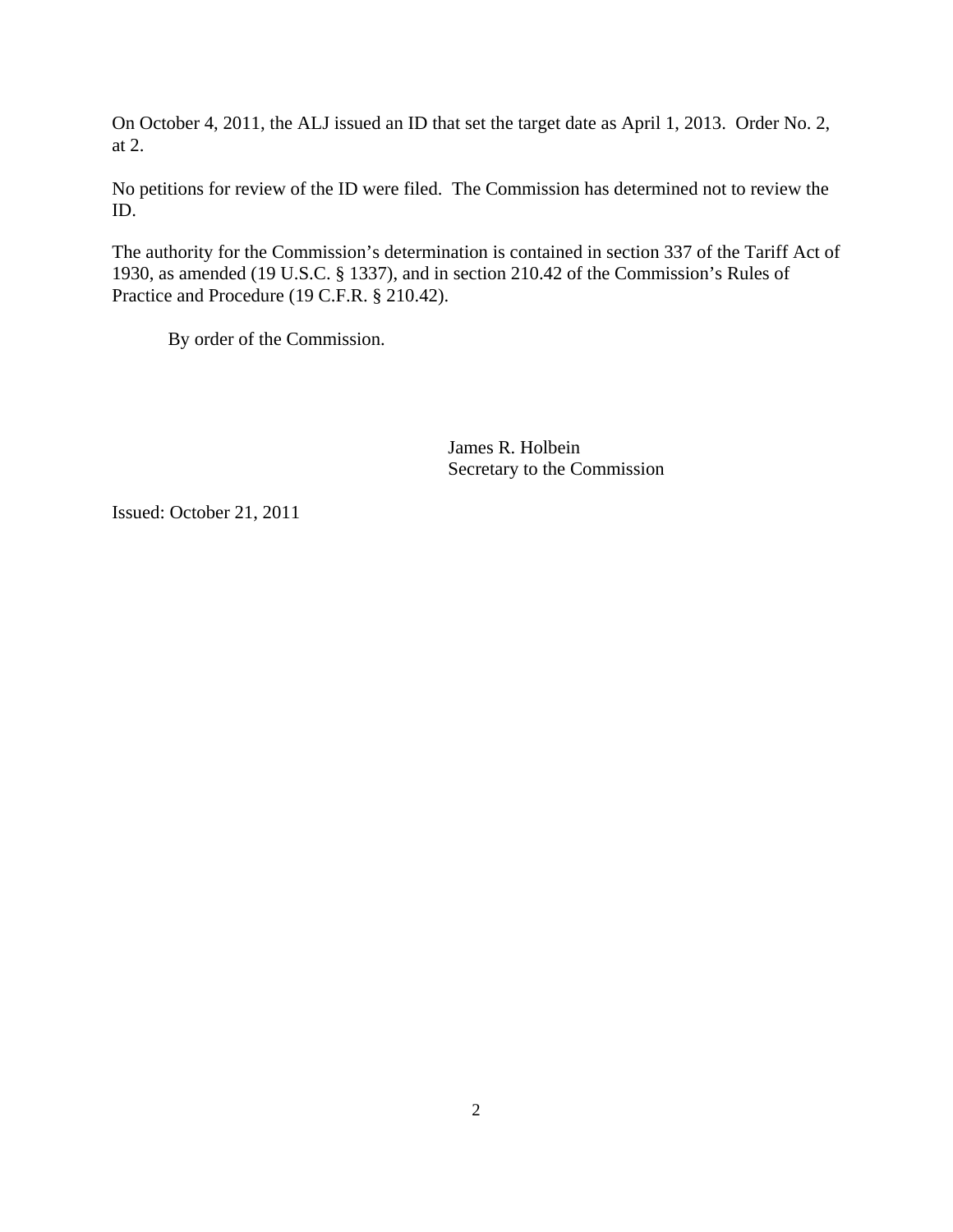On October 4, 2011, the ALJ issued an ID that set the target date as April 1, 2013. Order No. 2, at 2.

No petitions for review of the ID were filed. The Commission has determined not to review the ID.

The authority for the Commission's determination is contained in section 337 of the Tariff Act of 1930, as amended (19 U.S.C. § 1337), and in section 210.42 of the Commission's Rules of Practice and Procedure (19 C.F.R. § 210.42).

By order of the Commission.

James R. Holbein
Secretary to the Commission

Issued: October 21, 2011